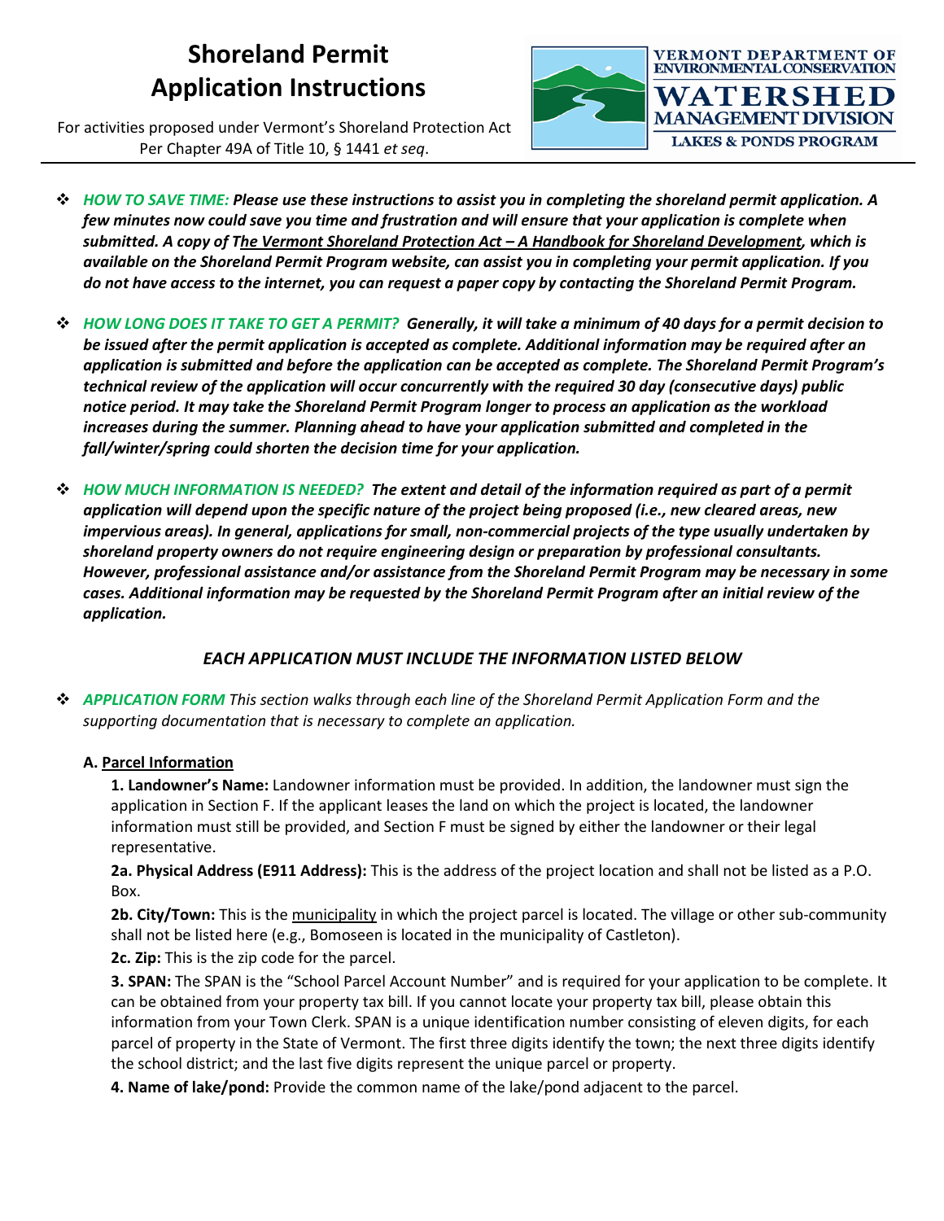# Shoreland Permit Application Instructions

For activities proposed under Vermont's Shoreland Protection Act
Per Chapter 49A of Title 10, § 1441 *et seq*.

VERMONT DEPARTMENT OF ENVIRONMENTAL CONSERVATION
WATERSHED MANAGEMENT DIVISION
LAKES & PONDS PROGRAM

- ***HOW TO SAVE TIME:*** ***Please use these instructions to assist you in completing the shoreland permit application. A few minutes now could save you time and frustration and will ensure that your application is complete when submitted. A copy of The Vermont Shoreland Protection Act – A Handbook for Shoreland Development, which is available on the Shoreland Permit Program website, can assist you in completing your permit application. If you do not have access to the internet, you can request a paper copy by contacting the Shoreland Permit Program.***

- ***HOW LONG DOES IT TAKE TO GET A PERMIT?*** ***Generally, it will take a minimum of 40 days for a permit decision to be issued after the permit application is accepted as complete. Additional information may be required after an application is submitted and before the application can be accepted as complete. The Shoreland Permit Program's technical review of the application will occur concurrently with the required 30 day (consecutive days) public notice period. It may take the Shoreland Permit Program longer to process an application as the workload increases during the summer. Planning ahead to have your application submitted and completed in the fall/winter/spring could shorten the decision time for your application.***

- ***HOW MUCH INFORMATION IS NEEDED?*** ***The extent and detail of the information required as part of a permit application will depend upon the specific nature of the project being proposed (i.e., new cleared areas, new impervious areas). In general, applications for small, non-commercial projects of the type usually undertaken by shoreland property owners do not require engineering design or preparation by professional consultants. However, professional assistance and/or assistance from the Shoreland Permit Program may be necessary in some cases. Additional information may be requested by the Shoreland Permit Program after an initial review of the application.***

### *EACH APPLICATION MUST INCLUDE THE INFORMATION LISTED BELOW*

- ***APPLICATION FORM*** *This section walks through each line of the Shoreland Permit Application Form and the supporting documentation that is necessary to complete an application.*

**A. Parcel Information**

**1. Landowner's Name:** Landowner information must be provided. In addition, the landowner must sign the application in Section F. If the applicant leases the land on which the project is located, the landowner information must still be provided, and Section F must be signed by either the landowner or their legal representative.

**2a. Physical Address (E911 Address):** This is the address of the project location and shall not be listed as a P.O. Box.

**2b. City/Town:** This is the municipality in which the project parcel is located. The village or other sub-community shall not be listed here (e.g., Bomoseen is located in the municipality of Castleton).

**2c. Zip:** This is the zip code for the parcel.

**3. SPAN:** The SPAN is the "School Parcel Account Number" and is required for your application to be complete. It can be obtained from your property tax bill. If you cannot locate your property tax bill, please obtain this information from your Town Clerk. SPAN is a unique identification number consisting of eleven digits, for each parcel of property in the State of Vermont. The first three digits identify the town; the next three digits identify the school district; and the last five digits represent the unique parcel or property.

**4. Name of lake/pond:** Provide the common name of the lake/pond adjacent to the parcel.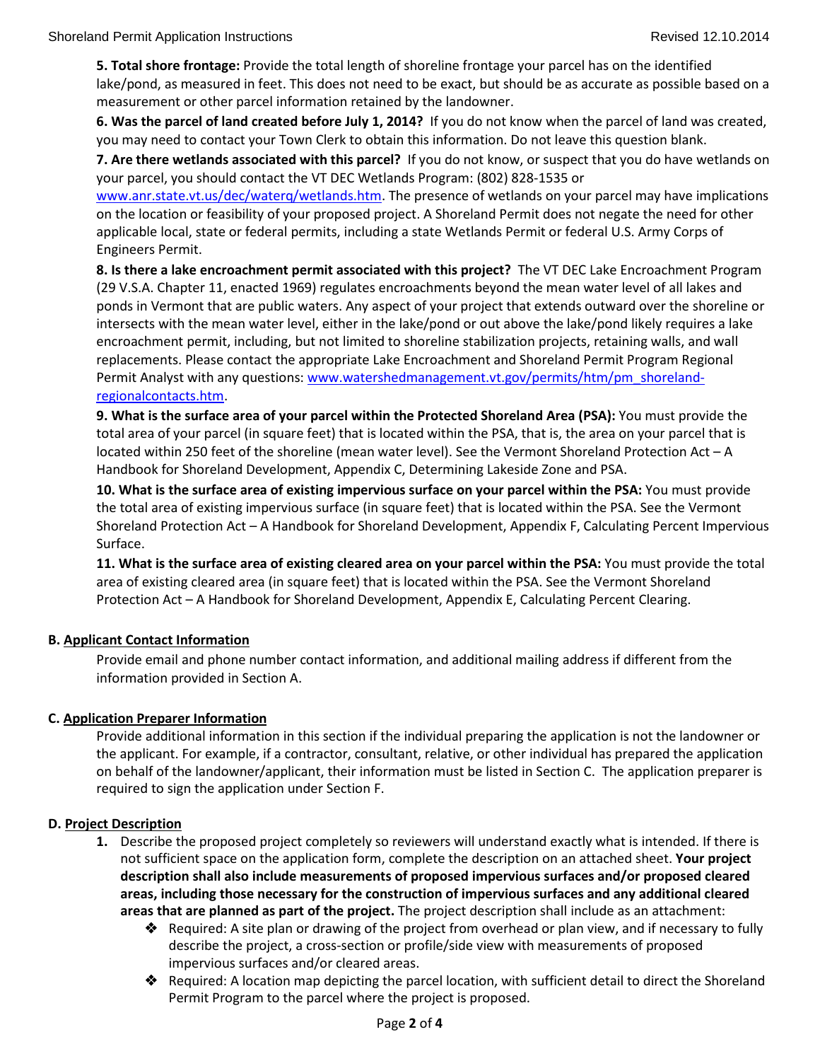**5. Total shore frontage:** Provide the total length of shoreline frontage your parcel has on the identified lake/pond, as measured in feet. This does not need to be exact, but should be as accurate as possible based on a measurement or other parcel information retained by the landowner.

**6. Was the parcel of land created before July 1, 2014?** If you do not know when the parcel of land was created, you may need to contact your Town Clerk to obtain this information. Do not leave this question blank.

**7. Are there wetlands associated with this parcel?** If you do not know, or suspect that you do have wetlands on your parcel, you should contact the VT DEC Wetlands Program: (802) 828-1535 or www.anr.state.vt.us/dec/waterq/wetlands.htm. The presence of wetlands on your parcel may have implications on the location or feasibility of your proposed project. A Shoreland Permit does not negate the need for other applicable local, state or federal permits, including a state Wetlands Permit or federal U.S. Army Corps of Engineers Permit.

**8. Is there a lake encroachment permit associated with this project?** The VT DEC Lake Encroachment Program (29 V.S.A. Chapter 11, enacted 1969) regulates encroachments beyond the mean water level of all lakes and ponds in Vermont that are public waters. Any aspect of your project that extends outward over the shoreline or intersects with the mean water level, either in the lake/pond or out above the lake/pond likely requires a lake encroachment permit, including, but not limited to shoreline stabilization projects, retaining walls, and wall replacements. Please contact the appropriate Lake Encroachment and Shoreland Permit Program Regional Permit Analyst with any questions: www.watershedmanagement.vt.gov/permits/htm/pm_shoreland-regionalcontacts.htm.

**9. What is the surface area of your parcel within the Protected Shoreland Area (PSA):** You must provide the total area of your parcel (in square feet) that is located within the PSA, that is, the area on your parcel that is located within 250 feet of the shoreline (mean water level). See the Vermont Shoreland Protection Act – A Handbook for Shoreland Development, Appendix C, Determining Lakeside Zone and PSA.

**10. What is the surface area of existing impervious surface on your parcel within the PSA:** You must provide the total area of existing impervious surface (in square feet) that is located within the PSA. See the Vermont Shoreland Protection Act – A Handbook for Shoreland Development, Appendix F, Calculating Percent Impervious Surface.

**11. What is the surface area of existing cleared area on your parcel within the PSA:** You must provide the total area of existing cleared area (in square feet) that is located within the PSA. See the Vermont Shoreland Protection Act – A Handbook for Shoreland Development, Appendix E, Calculating Percent Clearing.

### B. Applicant Contact Information

Provide email and phone number contact information, and additional mailing address if different from the information provided in Section A.

### C. Application Preparer Information

Provide additional information in this section if the individual preparing the application is not the landowner or the applicant. For example, if a contractor, consultant, relative, or other individual has prepared the application on behalf of the landowner/applicant, their information must be listed in Section C. The application preparer is required to sign the application under Section F.

### D. Project Description

1. Describe the proposed project completely so reviewers will understand exactly what is intended. If there is not sufficient space on the application form, complete the description on an attached sheet. **Your project description shall also include measurements of proposed impervious surfaces and/or proposed cleared areas, including those necessary for the construction of impervious surfaces and any additional cleared areas that are planned as part of the project.** The project description shall include as an attachment:
   - Required: A site plan or drawing of the project from overhead or plan view, and if necessary to fully describe the project, a cross-section or profile/side view with measurements of proposed impervious surfaces and/or cleared areas.
   - Required: A location map depicting the parcel location, with sufficient detail to direct the Shoreland Permit Program to the parcel where the project is proposed.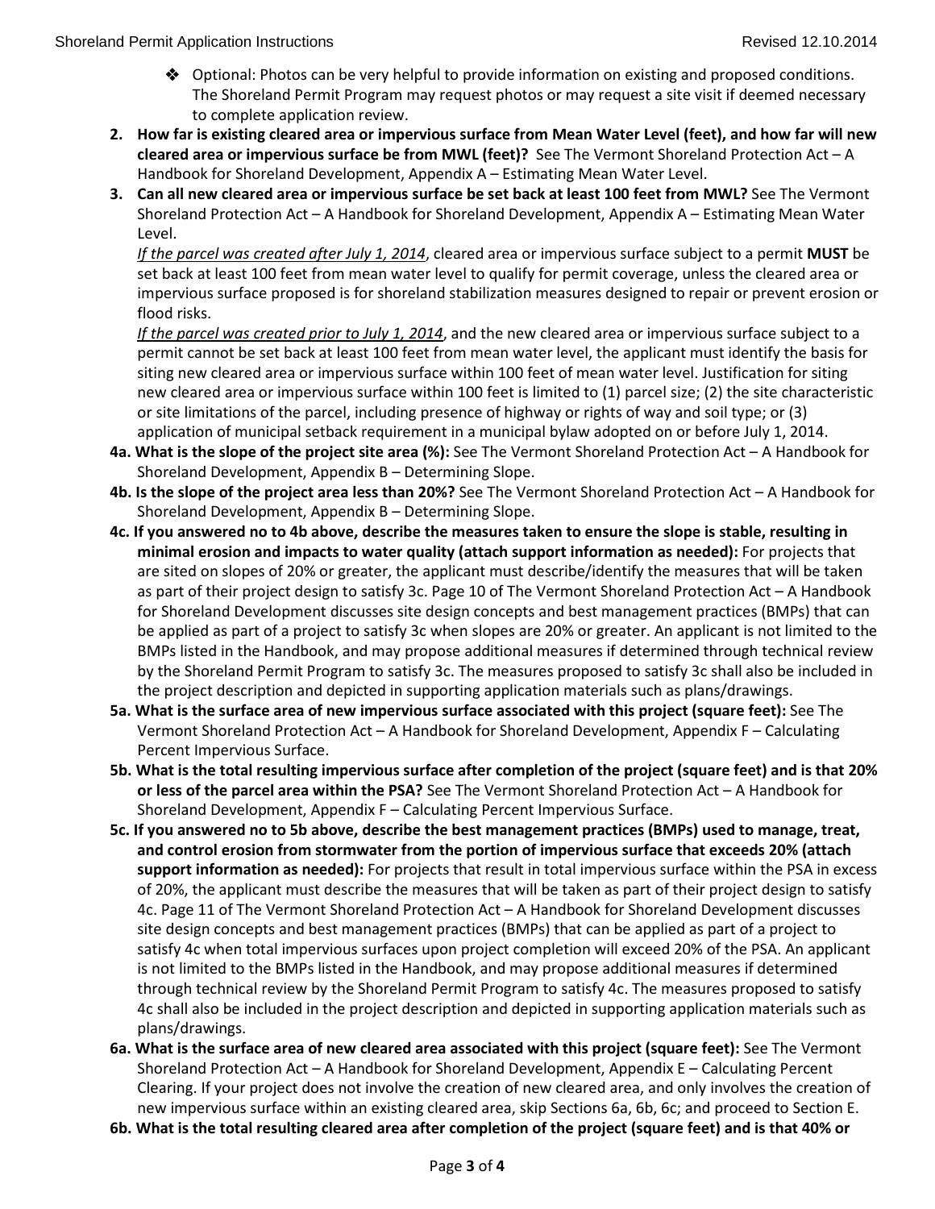- Optional: Photos can be very helpful to provide information on existing and proposed conditions. The Shoreland Permit Program may request photos or may request a site visit if deemed necessary to complete application review.

**2. How far is existing cleared area or impervious surface from Mean Water Level (feet), and how far will new cleared area or impervious surface be from MWL (feet)?** See The Vermont Shoreland Protection Act – A Handbook for Shoreland Development, Appendix A – Estimating Mean Water Level.

**3. Can all new cleared area or impervious surface be set back at least 100 feet from MWL?** See The Vermont Shoreland Protection Act – A Handbook for Shoreland Development, Appendix A – Estimating Mean Water Level.

*If the parcel was created after July 1, 2014*, cleared area or impervious surface subject to a permit **MUST** be set back at least 100 feet from mean water level to qualify for permit coverage, unless the cleared area or impervious surface proposed is for shoreland stabilization measures designed to repair or prevent erosion or flood risks.

*If the parcel was created prior to July 1, 2014*, and the new cleared area or impervious surface subject to a permit cannot be set back at least 100 feet from mean water level, the applicant must identify the basis for siting new cleared area or impervious surface within 100 feet of mean water level. Justification for siting new cleared area or impervious surface within 100 feet is limited to (1) parcel size; (2) the site characteristic or site limitations of the parcel, including presence of highway or rights of way and soil type; or (3) application of municipal setback requirement in a municipal bylaw adopted on or before July 1, 2014.

**4a. What is the slope of the project site area (%):** See The Vermont Shoreland Protection Act – A Handbook for Shoreland Development, Appendix B – Determining Slope.

**4b. Is the slope of the project area less than 20%?** See The Vermont Shoreland Protection Act – A Handbook for Shoreland Development, Appendix B – Determining Slope.

**4c. If you answered no to 4b above, describe the measures taken to ensure the slope is stable, resulting in minimal erosion and impacts to water quality (attach support information as needed):** For projects that are sited on slopes of 20% or greater, the applicant must describe/identify the measures that will be taken as part of their project design to satisfy 3c. Page 10 of The Vermont Shoreland Protection Act – A Handbook for Shoreland Development discusses site design concepts and best management practices (BMPs) that can be applied as part of a project to satisfy 3c when slopes are 20% or greater. An applicant is not limited to the BMPs listed in the Handbook, and may propose additional measures if determined through technical review by the Shoreland Permit Program to satisfy 3c. The measures proposed to satisfy 3c shall also be included in the project description and depicted in supporting application materials such as plans/drawings.

**5a. What is the surface area of new impervious surface associated with this project (square feet):** See The Vermont Shoreland Protection Act – A Handbook for Shoreland Development, Appendix F – Calculating Percent Impervious Surface.

**5b. What is the total resulting impervious surface after completion of the project (square feet) and is that 20% or less of the parcel area within the PSA?** See The Vermont Shoreland Protection Act – A Handbook for Shoreland Development, Appendix F – Calculating Percent Impervious Surface.

**5c. If you answered no to 5b above, describe the best management practices (BMPs) used to manage, treat, and control erosion from stormwater from the portion of impervious surface that exceeds 20% (attach support information as needed):** For projects that result in total impervious surface within the PSA in excess of 20%, the applicant must describe the measures that will be taken as part of their project design to satisfy 4c. Page 11 of The Vermont Shoreland Protection Act – A Handbook for Shoreland Development discusses site design concepts and best management practices (BMPs) that can be applied as part of a project to satisfy 4c when total impervious surfaces upon project completion will exceed 20% of the PSA. An applicant is not limited to the BMPs listed in the Handbook, and may propose additional measures if determined through technical review by the Shoreland Permit Program to satisfy 4c. The measures proposed to satisfy 4c shall also be included in the project description and depicted in supporting application materials such as plans/drawings.

**6a. What is the surface area of new cleared area associated with this project (square feet):** See The Vermont Shoreland Protection Act – A Handbook for Shoreland Development, Appendix E – Calculating Percent Clearing. If your project does not involve the creation of new cleared area, and only involves the creation of new impervious surface within an existing cleared area, skip Sections 6a, 6b, 6c; and proceed to Section E.

**6b. What is the total resulting cleared area after completion of the project (square feet) and is that 40% or**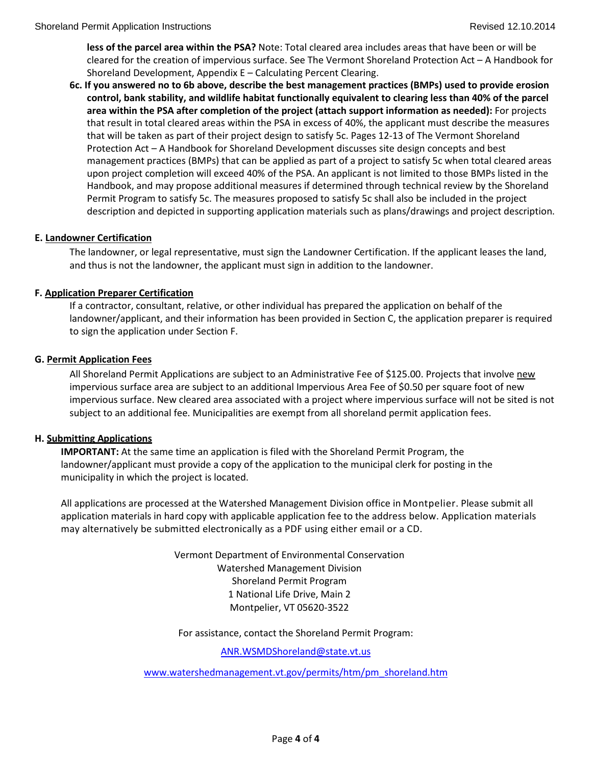**less of the parcel area within the PSA?** Note: Total cleared area includes areas that have been or will be cleared for the creation of impervious surface. See The Vermont Shoreland Protection Act – A Handbook for Shoreland Development, Appendix E – Calculating Percent Clearing.

**6c. If you answered no to 6b above, describe the best management practices (BMPs) used to provide erosion control, bank stability, and wildlife habitat functionally equivalent to clearing less than 40% of the parcel area within the PSA after completion of the project (attach support information as needed):** For projects that result in total cleared areas within the PSA in excess of 40%, the applicant must describe the measures that will be taken as part of their project design to satisfy 5c. Pages 12-13 of The Vermont Shoreland Protection Act – A Handbook for Shoreland Development discusses site design concepts and best management practices (BMPs) that can be applied as part of a project to satisfy 5c when total cleared areas upon project completion will exceed 40% of the PSA. An applicant is not limited to those BMPs listed in the Handbook, and may propose additional measures if determined through technical review by the Shoreland Permit Program to satisfy 5c. The measures proposed to satisfy 5c shall also be included in the project description and depicted in supporting application materials such as plans/drawings and project description.

### E. Landowner Certification

The landowner, or legal representative, must sign the Landowner Certification. If the applicant leases the land, and thus is not the landowner, the applicant must sign in addition to the landowner.

### F. Application Preparer Certification

If a contractor, consultant, relative, or other individual has prepared the application on behalf of the landowner/applicant, and their information has been provided in Section C, the application preparer is required to sign the application under Section F.

### G. Permit Application Fees

All Shoreland Permit Applications are subject to an Administrative Fee of $125.00. Projects that involve new impervious surface area are subject to an additional Impervious Area Fee of $0.50 per square foot of new impervious surface. New cleared area associated with a project where impervious surface will not be sited is not subject to an additional fee. Municipalities are exempt from all shoreland permit application fees.

### H. Submitting Applications

**IMPORTANT:** At the same time an application is filed with the Shoreland Permit Program, the landowner/applicant must provide a copy of the application to the municipal clerk for posting in the municipality in which the project is located.

All applications are processed at the Watershed Management Division office in Montpelier. Please submit all application materials in hard copy with applicable application fee to the address below. Application materials may alternatively be submitted electronically as a PDF using either email or a CD.

Vermont Department of Environmental Conservation
Watershed Management Division
Shoreland Permit Program
1 National Life Drive, Main 2
Montpelier, VT 05620-3522

For assistance, contact the Shoreland Permit Program:

ANR.WSMDShoreland@state.vt.us

www.watershedmanagement.vt.gov/permits/htm/pm_shoreland.htm